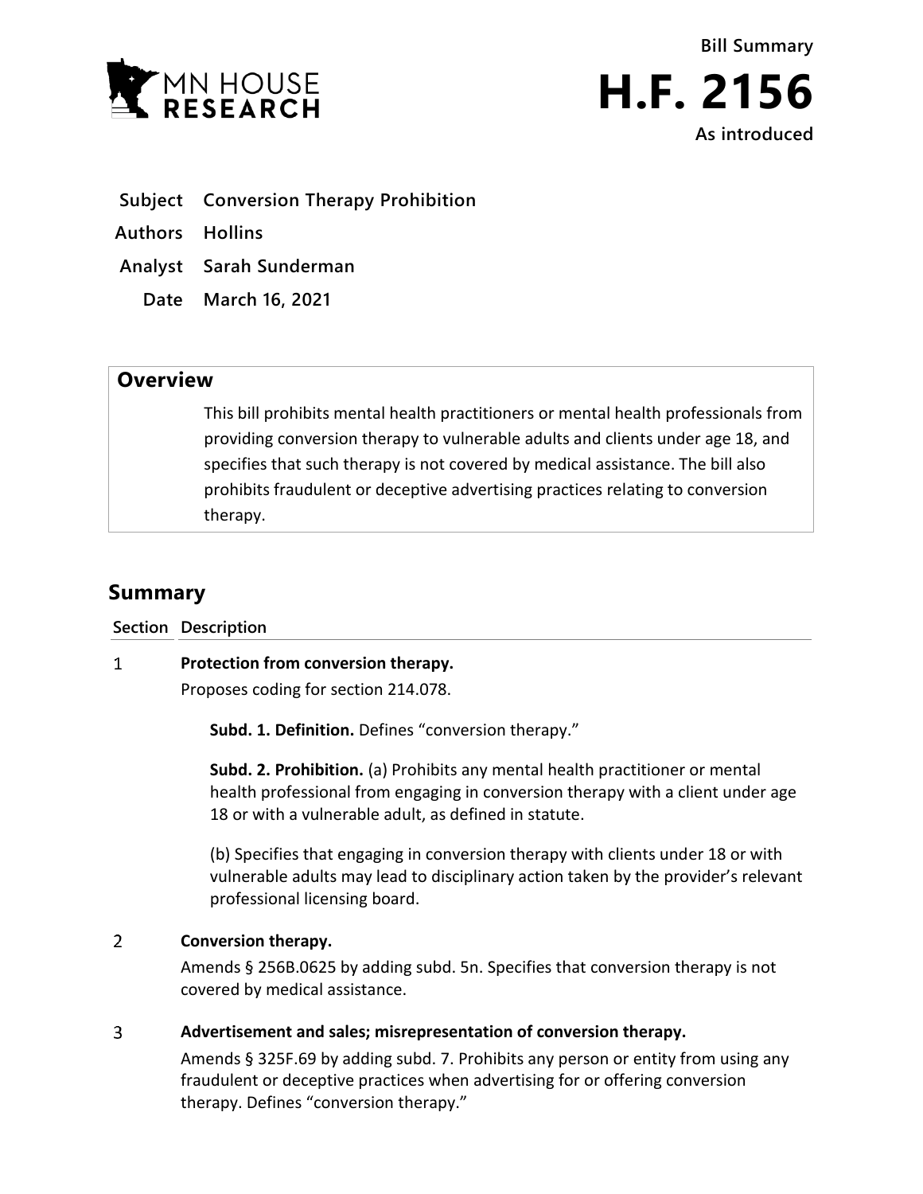MN HOUSE RESEARCH

**Bill Summary**

# H.F. 2156

**As introduced**

| | |
|---|---|
| **Subject** | **Conversion Therapy Prohibition** |
| **Authors** | **Hollins** |
| **Analyst** | **Sarah Sunderman** |
| **Date** | **March 16, 2021** |

## Overview

This bill prohibits mental health practitioners or mental health professionals from providing conversion therapy to vulnerable adults and clients under age 18, and specifies that such therapy is not covered by medical assistance. The bill also prohibits fraudulent or deceptive advertising practices relating to conversion therapy.

## Summary

| Section | Description |
|---|---|
| 1 | **Protection from conversion therapy.**<br>Proposes coding for section 214.078.<br>**Subd. 1. Definition.** Defines "conversion therapy."<br>**Subd. 2. Prohibition.** (a) Prohibits any mental health practitioner or mental health professional from engaging in conversion therapy with a client under age 18 or with a vulnerable adult, as defined in statute.<br>(b) Specifies that engaging in conversion therapy with clients under 18 or with vulnerable adults may lead to disciplinary action taken by the provider's relevant professional licensing board. |
| 2 | **Conversion therapy.**<br>Amends § 256B.0625 by adding subd. 5n. Specifies that conversion therapy is not covered by medical assistance. |
| 3 | **Advertisement and sales; misrepresentation of conversion therapy.**<br>Amends § 325F.69 by adding subd. 7. Prohibits any person or entity from using any fraudulent or deceptive practices when advertising for or offering conversion therapy. Defines "conversion therapy." |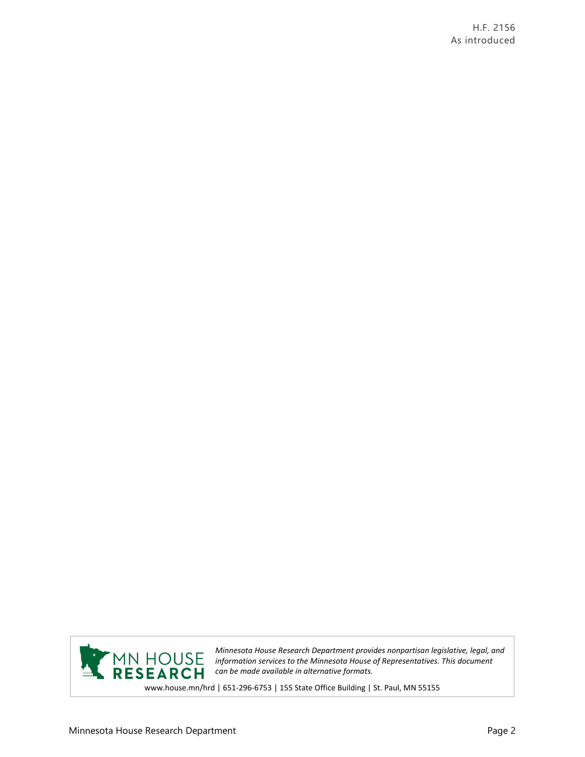MN HOUSE RESEARCH

*Minnesota House Research Department provides nonpartisan legislative, legal, and information services to the Minnesota House of Representatives. This document can be made available in alternative formats.*

www.house.mn/hrd | 651-296-6753 | 155 State Office Building | St. Paul, MN 55155